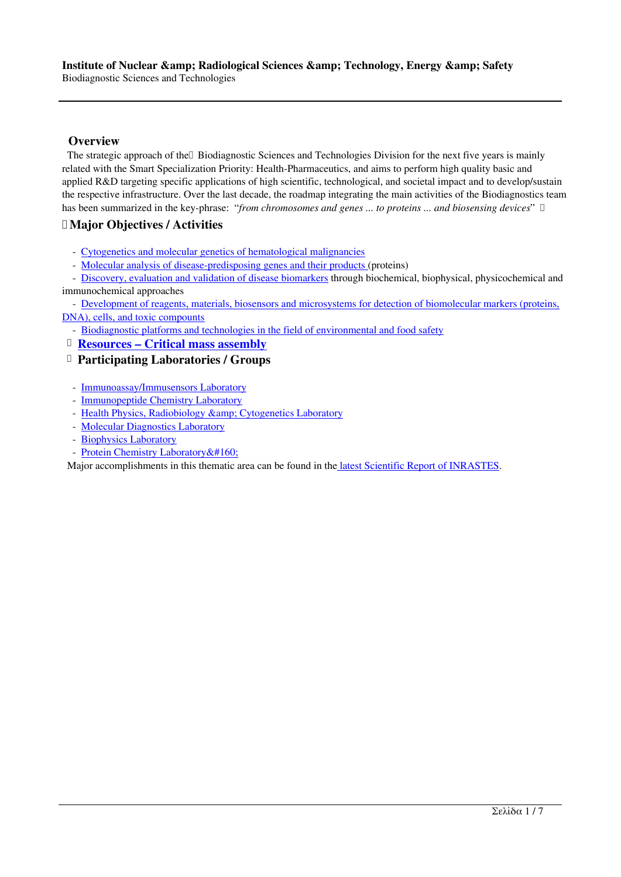**Institute of Nuclear &amp; Radiological Sciences &amp; Technology, Energy &amp; Safety**
Biodiagnostic Sciences and Technologies

## Overview

The strategic approach of the Biodiagnostic Sciences and Technologies Division for the next five years is mainly related with the Smart Specialization Priority: Health-Pharmaceutics, and aims to perform high quality basic and applied R&D targeting specific applications of high scientific, technological, and societal impact and to develop/sustain the respective infrastructure. Over the last decade, the roadmap integrating the main activities of the Biodiagnostics team has been summarized in the key-phrase: "*from chromosomes and genes ... to proteins ... and biosensing devices*"

## Major Objectives / Activities

- Cytogenetics and molecular genetics of hematological malignancies
- Molecular analysis of disease-predisposing genes and their products (proteins)
- Discovery, evaluation and validation of disease biomarkers through biochemical, biophysical, physicochemical and immunochemical approaches
- Development of reagents, materials, biosensors and microsystems for detection of biomolecular markers (proteins, DNA), cells, and toxic compounts
- Biodiagnostic platforms and technologies in the field of environmental and food safety

## Resources – Critical mass assembly

## Participating Laboratories / Groups

- Immunoassay/Immusensors Laboratory
- Immunopeptide Chemistry Laboratory
- Health Physics, Radiobiology &amp; Cytogenetics Laboratory
- Molecular Diagnostics Laboratory
- Biophysics Laboratory
- Protein Chemistry Laboratory&#160;

Major accomplishments in this thematic area can be found in the latest Scientific Report of INRASTES.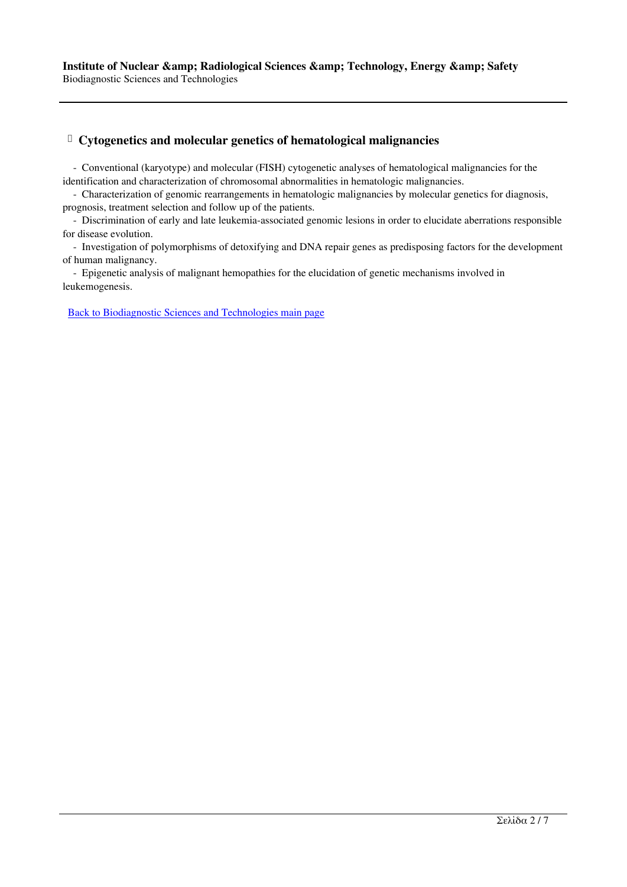## Cytogenetics and molecular genetics of hematological malignancies

- Conventional (karyotype) and molecular (FISH) cytogenetic analyses of hematological malignancies for the identification and characterization of chromosomal abnormalities in hematologic malignancies.
- Characterization of genomic rearrangements in hematologic malignancies by molecular genetics for diagnosis, prognosis, treatment selection and follow up of the patients.
- Discrimination of early and late leukemia-associated genomic lesions in order to elucidate aberrations responsible for disease evolution.
- Investigation of polymorphisms of detoxifying and DNA repair genes as predisposing factors for the development of human malignancy.
- Epigenetic analysis of malignant hemopathies for the elucidation of genetic mechanisms involved in leukemogenesis.

Back to Biodiagnostic Sciences and Technologies main page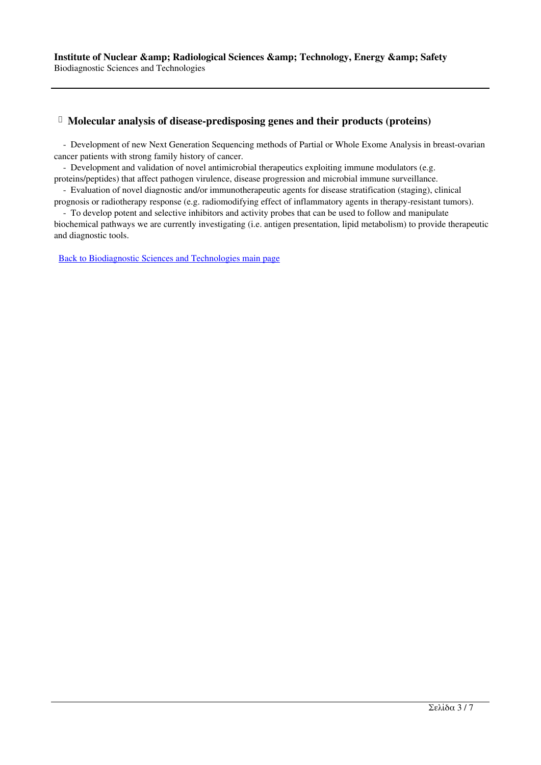## Molecular analysis of disease-predisposing genes and their products (proteins)

- Development of new Next Generation Sequencing methods of Partial or Whole Exome Analysis in breast-ovarian cancer patients with strong family history of cancer.
- Development and validation of novel antimicrobial therapeutics exploiting immune modulators (e.g. proteins/peptides) that affect pathogen virulence, disease progression and microbial immune surveillance.
- Evaluation of novel diagnostic and/or immunotherapeutic agents for disease stratification (staging), clinical prognosis or radiotherapy response (e.g. radiomodifying effect of inflammatory agents in therapy-resistant tumors).
- To develop potent and selective inhibitors and activity probes that can be used to follow and manipulate biochemical pathways we are currently investigating (i.e. antigen presentation, lipid metabolism) to provide therapeutic and diagnostic tools.

Back to Biodiagnostic Sciences and Technologies main page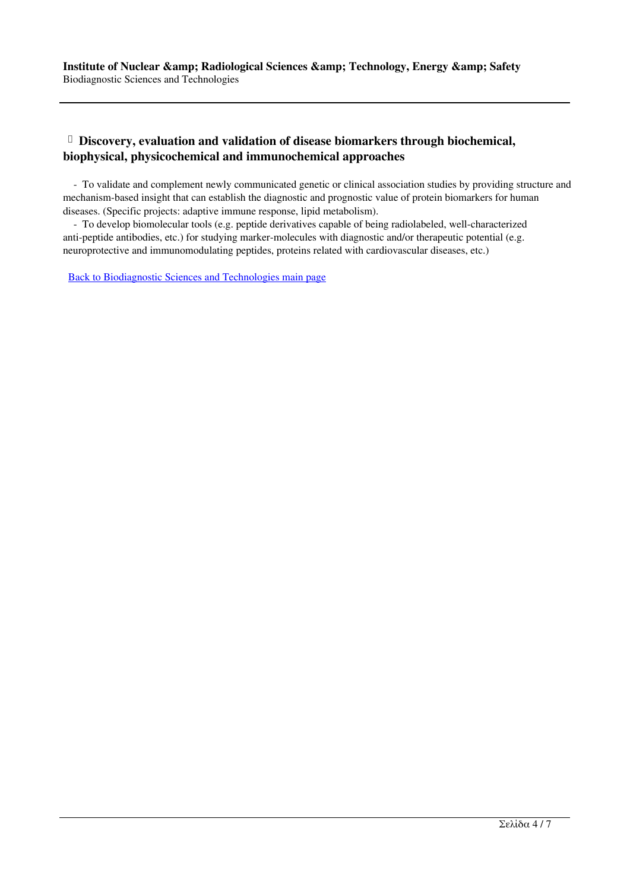## Discovery, evaluation and validation of disease biomarkers through biochemical, biophysical, physicochemical and immunochemical approaches

- To validate and complement newly communicated genetic or clinical association studies by providing structure and mechanism-based insight that can establish the diagnostic and prognostic value of protein biomarkers for human diseases. (Specific projects: adaptive immune response, lipid metabolism).
- To develop biomolecular tools (e.g. peptide derivatives capable of being radiolabeled, well-characterized anti-peptide antibodies, etc.) for studying marker-molecules with diagnostic and/or therapeutic potential (e.g. neuroprotective and immunomodulating peptides, proteins related with cardiovascular diseases, etc.)

Back to Biodiagnostic Sciences and Technologies main page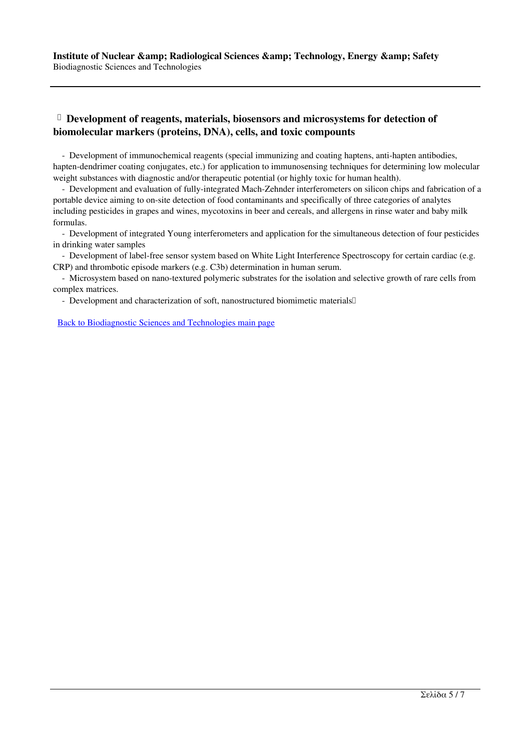## Development of reagents, materials, biosensors and microsystems for detection of biomolecular markers (proteins, DNA), cells, and toxic compounts

- Development of immunochemical reagents (special immunizing and coating haptens, anti-hapten antibodies, hapten-dendrimer coating conjugates, etc.) for application to immunosensing techniques for determining low molecular weight substances with diagnostic and/or therapeutic potential (or highly toxic for human health).
- Development and evaluation of fully-integrated Mach-Zehnder interferometers on silicon chips and fabrication of a portable device aiming to on-site detection of food contaminants and specifically of three categories of analytes including pesticides in grapes and wines, mycotoxins in beer and cereals, and allergens in rinse water and baby milk formulas.
- Development of integrated Young interferometers and application for the simultaneous detection of four pesticides in drinking water samples
- Development of label-free sensor system based on White Light Interference Spectroscopy for certain cardiac (e.g. CRP) and thrombotic episode markers (e.g. C3b) determination in human serum.
- Microsystem based on nano-textured polymeric substrates for the isolation and selective growth of rare cells from complex matrices.
- Development and characterization of soft, nanostructured biomimetic materials

[Back to Biodiagnostic Sciences and Technologies main page]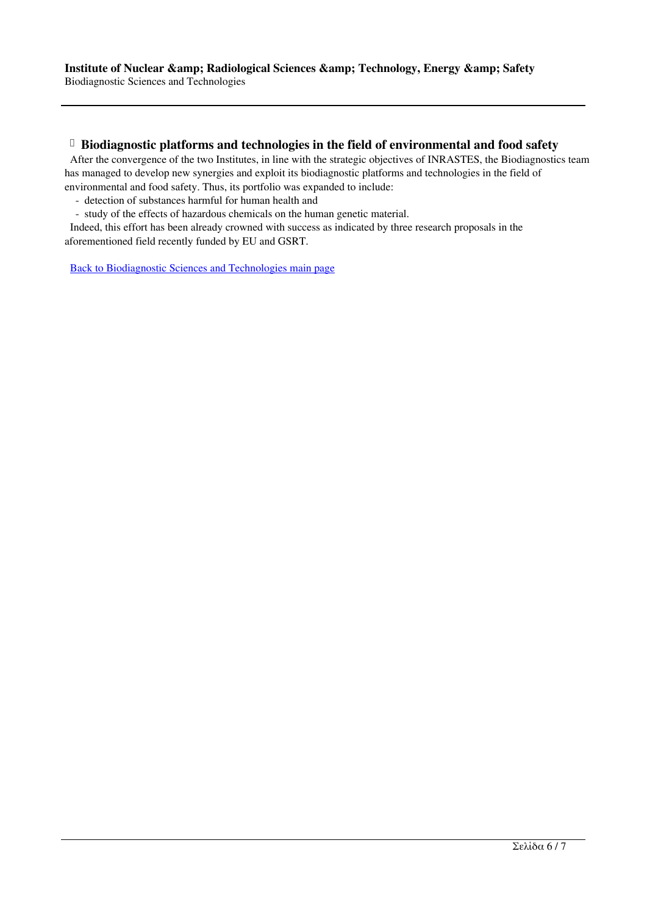## Biodiagnostic platforms and technologies in the field of environmental and food safety

After the convergence of the two Institutes, in line with the strategic objectives of INRASTES, the Biodiagnostics team has managed to develop new synergies and exploit its biodiagnostic platforms and technologies in the field of environmental and food safety. Thus, its portfolio was expanded to include:

- detection of substances harmful for human health and
- study of the effects of hazardous chemicals on the human genetic material.

Indeed, this effort has been already crowned with success as indicated by three research proposals in the aforementioned field recently funded by EU and GSRT.

Back to Biodiagnostic Sciences and Technologies main page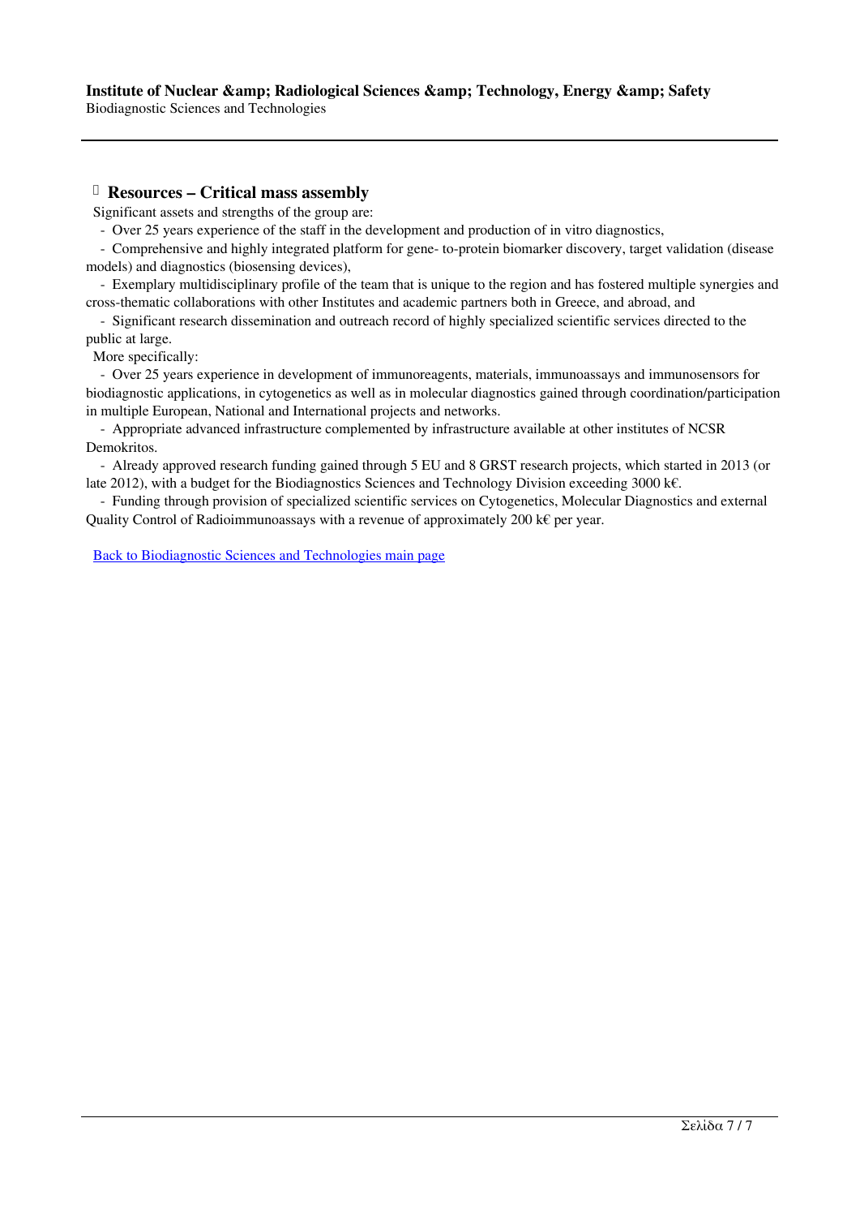## Resources – Critical mass assembly

Significant assets and strengths of the group are:

- Over 25 years experience of the staff in the development and production of in vitro diagnostics,
- Comprehensive and highly integrated platform for gene- to-protein biomarker discovery, target validation (disease models) and diagnostics (biosensing devices),
- Exemplary multidisciplinary profile of the team that is unique to the region and has fostered multiple synergies and cross-thematic collaborations with other Institutes and academic partners both in Greece, and abroad, and
- Significant research dissemination and outreach record of highly specialized scientific services directed to the public at large.

More specifically:

- Over 25 years experience in development of immunoreagents, materials, immunoassays and immunosensors for biodiagnostic applications, in cytogenetics as well as in molecular diagnostics gained through coordination/participation in multiple European, National and International projects and networks.
- Appropriate advanced infrastructure complemented by infrastructure available at other institutes of NCSR Demokritos.
- Already approved research funding gained through 5 EU and 8 GRST research projects, which started in 2013 (or late 2012), with a budget for the Biodiagnostics Sciences and Technology Division exceeding 3000 k€.
- Funding through provision of specialized scientific services on Cytogenetics, Molecular Diagnostics and external Quality Control of Radioimmunoassays with a revenue of approximately 200 k€ per year.

[Back to Biodiagnostic Sciences and Technologies main page]